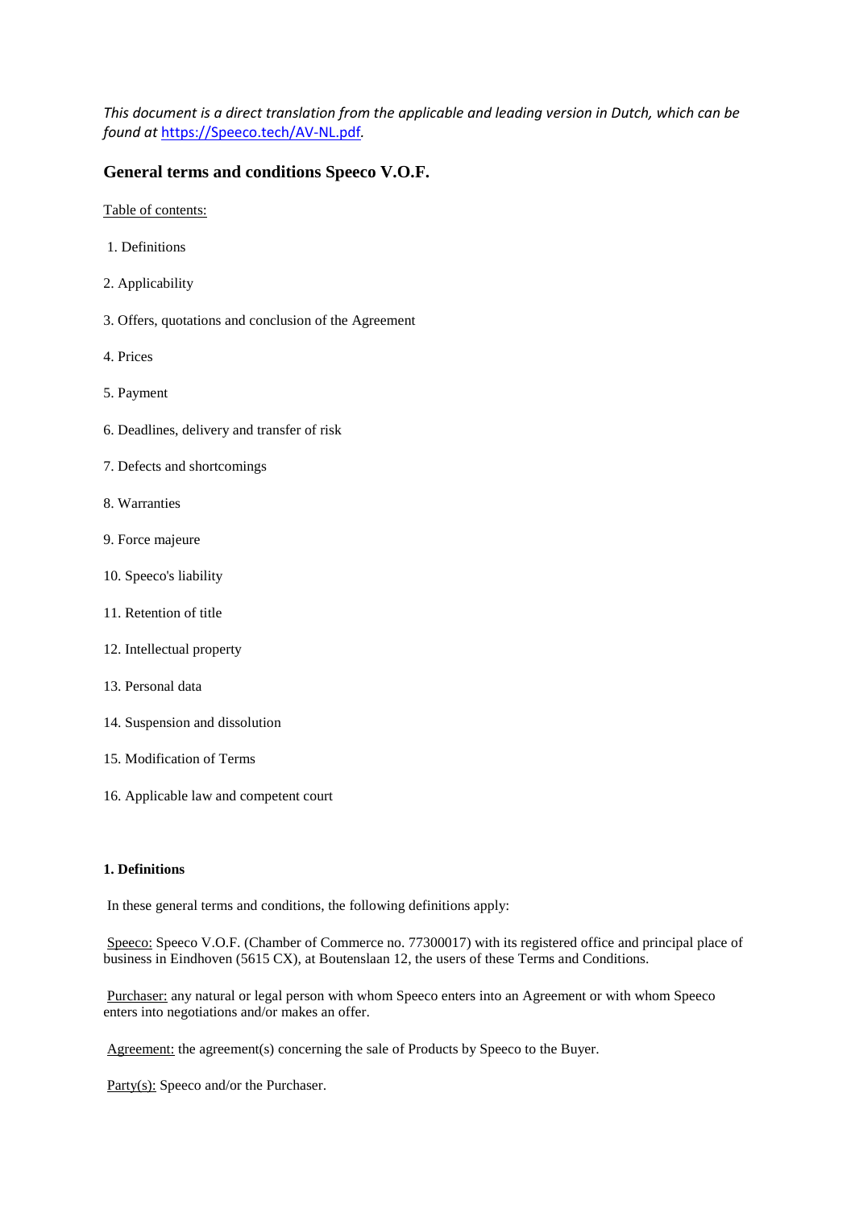*This document is a direct translation from the applicable and leading version in Dutch, which can be found at [https://Speeco.tech/AV-NL.pdf](https://Speeco.tech/AV-NL.pdf).*

## General terms and conditions Speeco V.O.F.

Table of contents:

1. Definitions
2. Applicability
3. Offers, quotations and conclusion of the Agreement
4. Prices
5. Payment
6. Deadlines, delivery and transfer of risk
7. Defects and shortcomings
8. Warranties
9. Force majeure
10. Speeco's liability
11. Retention of title
12. Intellectual property
13. Personal data
14. Suspension and dissolution
15. Modification of Terms
16. Applicable law and competent court

### 1. Definitions

In these general terms and conditions, the following definitions apply:

Speeco: Speeco V.O.F. (Chamber of Commerce no. 77300017) with its registered office and principal place of business in Eindhoven (5615 CX), at Boutenslaan 12, the users of these Terms and Conditions.

Purchaser: any natural or legal person with whom Speeco enters into an Agreement or with whom Speeco enters into negotiations and/or makes an offer.

Agreement: the agreement(s) concerning the sale of Products by Speeco to the Buyer.

Party(s): Speeco and/or the Purchaser.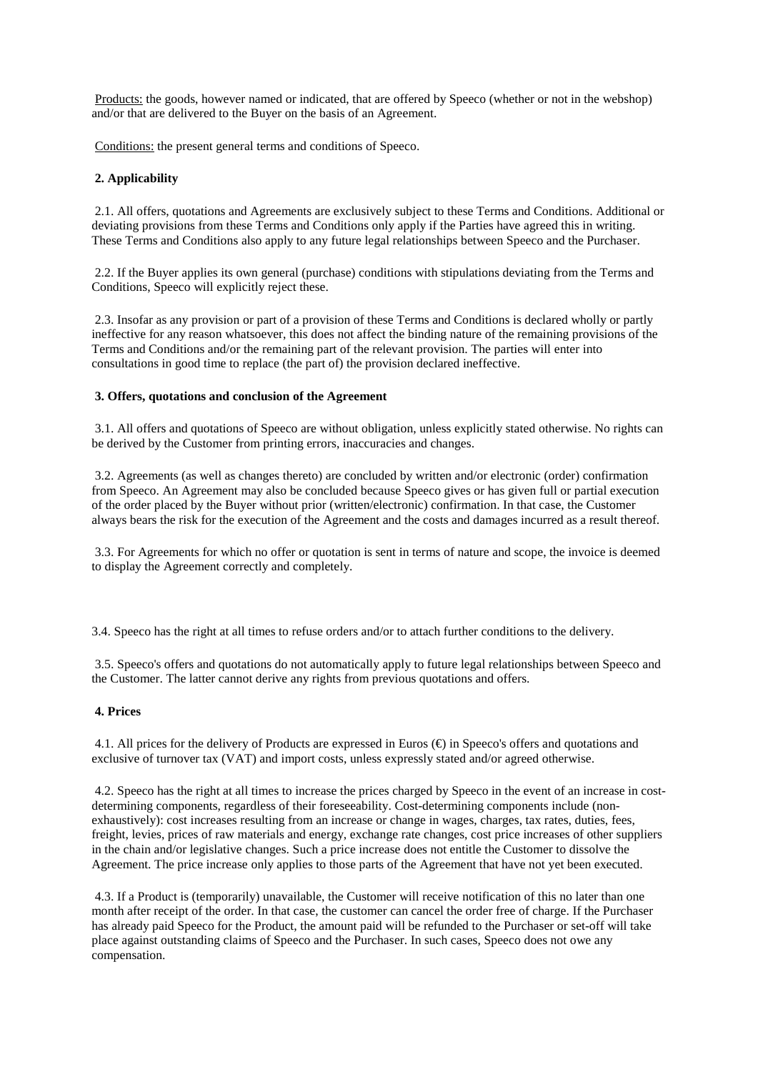Products: the goods, however named or indicated, that are offered by Speeco (whether or not in the webshop) and/or that are delivered to the Buyer on the basis of an Agreement.

Conditions: the present general terms and conditions of Speeco.

## 2. Applicability

2.1. All offers, quotations and Agreements are exclusively subject to these Terms and Conditions. Additional or deviating provisions from these Terms and Conditions only apply if the Parties have agreed this in writing. These Terms and Conditions also apply to any future legal relationships between Speeco and the Purchaser.

2.2. If the Buyer applies its own general (purchase) conditions with stipulations deviating from the Terms and Conditions, Speeco will explicitly reject these.

2.3. Insofar as any provision or part of a provision of these Terms and Conditions is declared wholly or partly ineffective for any reason whatsoever, this does not affect the binding nature of the remaining provisions of the Terms and Conditions and/or the remaining part of the relevant provision. The parties will enter into consultations in good time to replace (the part of) the provision declared ineffective.

## 3. Offers, quotations and conclusion of the Agreement

3.1. All offers and quotations of Speeco are without obligation, unless explicitly stated otherwise. No rights can be derived by the Customer from printing errors, inaccuracies and changes.

3.2. Agreements (as well as changes thereto) are concluded by written and/or electronic (order) confirmation from Speeco. An Agreement may also be concluded because Speeco gives or has given full or partial execution of the order placed by the Buyer without prior (written/electronic) confirmation. In that case, the Customer always bears the risk for the execution of the Agreement and the costs and damages incurred as a result thereof.

3.3. For Agreements for which no offer or quotation is sent in terms of nature and scope, the invoice is deemed to display the Agreement correctly and completely.

3.4. Speeco has the right at all times to refuse orders and/or to attach further conditions to the delivery.

3.5. Speeco's offers and quotations do not automatically apply to future legal relationships between Speeco and the Customer. The latter cannot derive any rights from previous quotations and offers.

## 4. Prices

4.1. All prices for the delivery of Products are expressed in Euros (€) in Speeco's offers and quotations and exclusive of turnover tax (VAT) and import costs, unless expressly stated and/or agreed otherwise.

4.2. Speeco has the right at all times to increase the prices charged by Speeco in the event of an increase in cost-determining components, regardless of their foreseeability. Cost-determining components include (non-exhaustively): cost increases resulting from an increase or change in wages, charges, tax rates, duties, fees, freight, levies, prices of raw materials and energy, exchange rate changes, cost price increases of other suppliers in the chain and/or legislative changes. Such a price increase does not entitle the Customer to dissolve the Agreement. The price increase only applies to those parts of the Agreement that have not yet been executed.

4.3. If a Product is (temporarily) unavailable, the Customer will receive notification of this no later than one month after receipt of the order. In that case, the customer can cancel the order free of charge. If the Purchaser has already paid Speeco for the Product, the amount paid will be refunded to the Purchaser or set-off will take place against outstanding claims of Speeco and the Purchaser. In such cases, Speeco does not owe any compensation.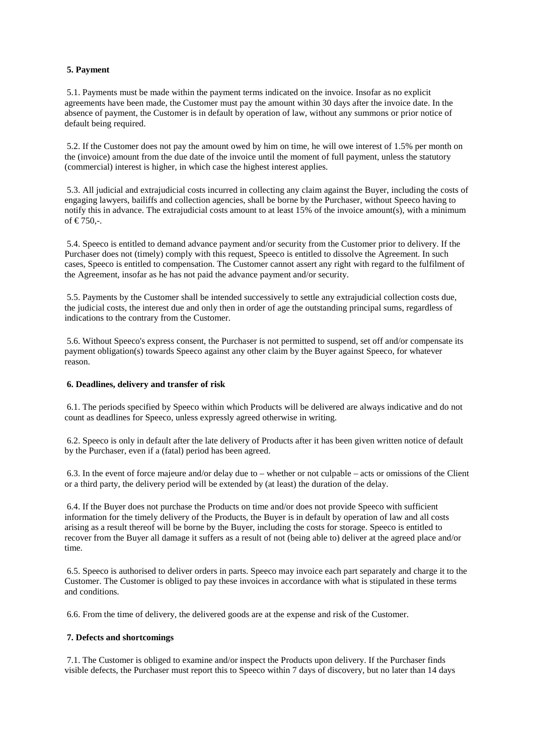**5. Payment**

5.1. Payments must be made within the payment terms indicated on the invoice. Insofar as no explicit agreements have been made, the Customer must pay the amount within 30 days after the invoice date. In the absence of payment, the Customer is in default by operation of law, without any summons or prior notice of default being required.

5.2. If the Customer does not pay the amount owed by him on time, he will owe interest of 1.5% per month on the (invoice) amount from the due date of the invoice until the moment of full payment, unless the statutory (commercial) interest is higher, in which case the highest interest applies.

5.3. All judicial and extrajudicial costs incurred in collecting any claim against the Buyer, including the costs of engaging lawyers, bailiffs and collection agencies, shall be borne by the Purchaser, without Speeco having to notify this in advance. The extrajudicial costs amount to at least 15% of the invoice amount(s), with a minimum of € 750,-.

5.4. Speeco is entitled to demand advance payment and/or security from the Customer prior to delivery. If the Purchaser does not (timely) comply with this request, Speeco is entitled to dissolve the Agreement. In such cases, Speeco is entitled to compensation. The Customer cannot assert any right with regard to the fulfilment of the Agreement, insofar as he has not paid the advance payment and/or security.

5.5. Payments by the Customer shall be intended successively to settle any extrajudicial collection costs due, the judicial costs, the interest due and only then in order of age the outstanding principal sums, regardless of indications to the contrary from the Customer.

5.6. Without Speeco's express consent, the Purchaser is not permitted to suspend, set off and/or compensate its payment obligation(s) towards Speeco against any other claim by the Buyer against Speeco, for whatever reason.

**6. Deadlines, delivery and transfer of risk**

6.1. The periods specified by Speeco within which Products will be delivered are always indicative and do not count as deadlines for Speeco, unless expressly agreed otherwise in writing.

6.2. Speeco is only in default after the late delivery of Products after it has been given written notice of default by the Purchaser, even if a (fatal) period has been agreed.

6.3. In the event of force majeure and/or delay due to – whether or not culpable – acts or omissions of the Client or a third party, the delivery period will be extended by (at least) the duration of the delay.

6.4. If the Buyer does not purchase the Products on time and/or does not provide Speeco with sufficient information for the timely delivery of the Products, the Buyer is in default by operation of law and all costs arising as a result thereof will be borne by the Buyer, including the costs for storage. Speeco is entitled to recover from the Buyer all damage it suffers as a result of not (being able to) deliver at the agreed place and/or time.

6.5. Speeco is authorised to deliver orders in parts. Speeco may invoice each part separately and charge it to the Customer. The Customer is obliged to pay these invoices in accordance with what is stipulated in these terms and conditions.

6.6. From the time of delivery, the delivered goods are at the expense and risk of the Customer.

**7. Defects and shortcomings**

7.1. The Customer is obliged to examine and/or inspect the Products upon delivery. If the Purchaser finds visible defects, the Purchaser must report this to Speeco within 7 days of discovery, but no later than 14 days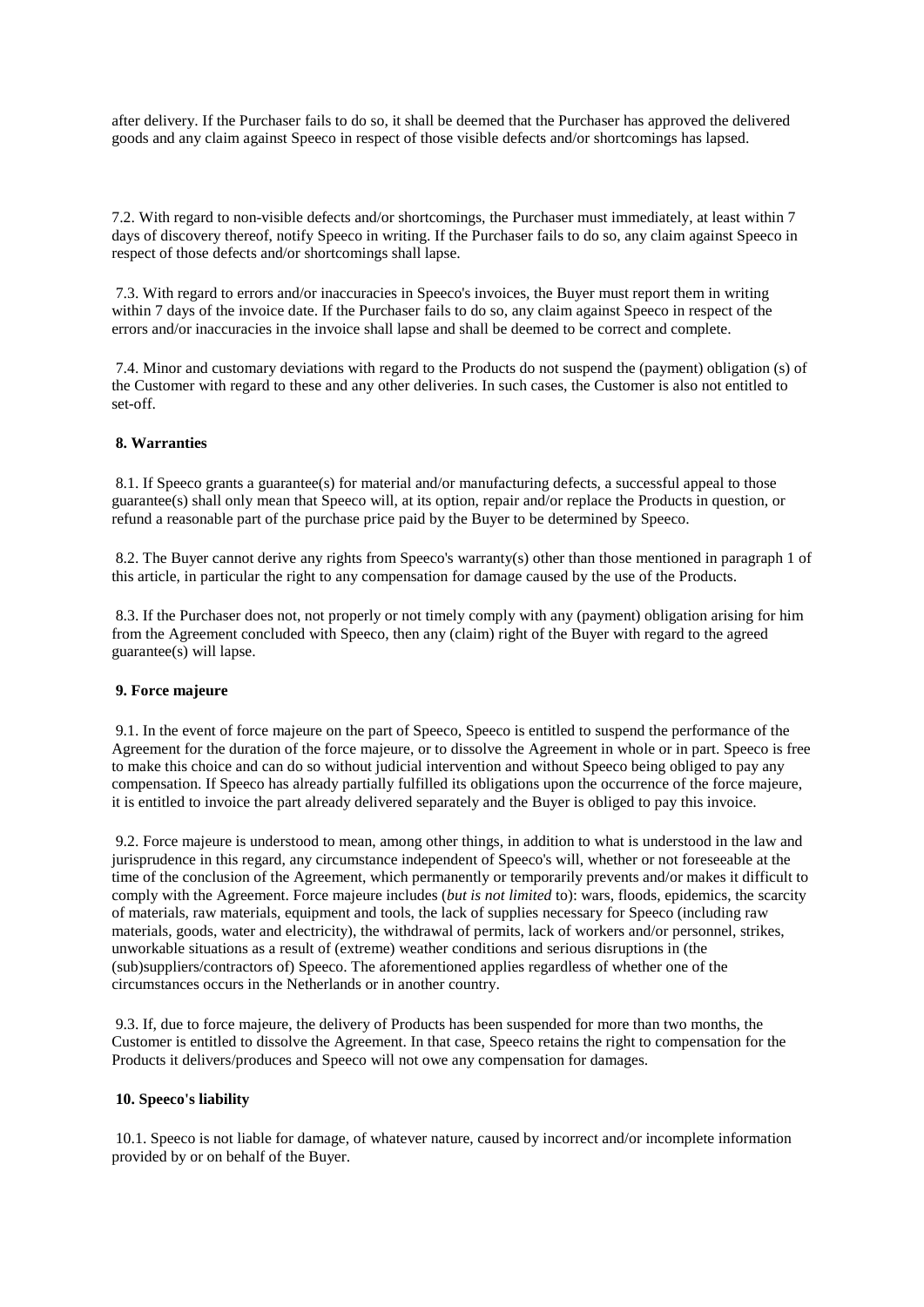after delivery. If the Purchaser fails to do so, it shall be deemed that the Purchaser has approved the delivered goods and any claim against Speeco in respect of those visible defects and/or shortcomings has lapsed.

7.2. With regard to non-visible defects and/or shortcomings, the Purchaser must immediately, at least within 7 days of discovery thereof, notify Speeco in writing. If the Purchaser fails to do so, any claim against Speeco in respect of those defects and/or shortcomings shall lapse.

7.3. With regard to errors and/or inaccuracies in Speeco's invoices, the Buyer must report them in writing within 7 days of the invoice date. If the Purchaser fails to do so, any claim against Speeco in respect of the errors and/or inaccuracies in the invoice shall lapse and shall be deemed to be correct and complete.

7.4. Minor and customary deviations with regard to the Products do not suspend the (payment) obligation (s) of the Customer with regard to these and any other deliveries. In such cases, the Customer is also not entitled to set-off.

**8. Warranties**

8.1. If Speeco grants a guarantee(s) for material and/or manufacturing defects, a successful appeal to those guarantee(s) shall only mean that Speeco will, at its option, repair and/or replace the Products in question, or refund a reasonable part of the purchase price paid by the Buyer to be determined by Speeco.

8.2. The Buyer cannot derive any rights from Speeco's warranty(s) other than those mentioned in paragraph 1 of this article, in particular the right to any compensation for damage caused by the use of the Products.

8.3. If the Purchaser does not, not properly or not timely comply with any (payment) obligation arising for him from the Agreement concluded with Speeco, then any (claim) right of the Buyer with regard to the agreed guarantee(s) will lapse.

**9. Force majeure**

9.1. In the event of force majeure on the part of Speeco, Speeco is entitled to suspend the performance of the Agreement for the duration of the force majeure, or to dissolve the Agreement in whole or in part. Speeco is free to make this choice and can do so without judicial intervention and without Speeco being obliged to pay any compensation. If Speeco has already partially fulfilled its obligations upon the occurrence of the force majeure, it is entitled to invoice the part already delivered separately and the Buyer is obliged to pay this invoice.

9.2. Force majeure is understood to mean, among other things, in addition to what is understood in the law and jurisprudence in this regard, any circumstance independent of Speeco's will, whether or not foreseeable at the time of the conclusion of the Agreement, which permanently or temporarily prevents and/or makes it difficult to comply with the Agreement. Force majeure includes (*but is not limited* to): wars, floods, epidemics, the scarcity of materials, raw materials, equipment and tools, the lack of supplies necessary for Speeco (including raw materials, goods, water and electricity), the withdrawal of permits, lack of workers and/or personnel, strikes, unworkable situations as a result of (extreme) weather conditions and serious disruptions in (the (sub)suppliers/contractors of) Speeco. The aforementioned applies regardless of whether one of the circumstances occurs in the Netherlands or in another country.

9.3. If, due to force majeure, the delivery of Products has been suspended for more than two months, the Customer is entitled to dissolve the Agreement. In that case, Speeco retains the right to compensation for the Products it delivers/produces and Speeco will not owe any compensation for damages.

**10. Speeco's liability**

10.1. Speeco is not liable for damage, of whatever nature, caused by incorrect and/or incomplete information provided by or on behalf of the Buyer.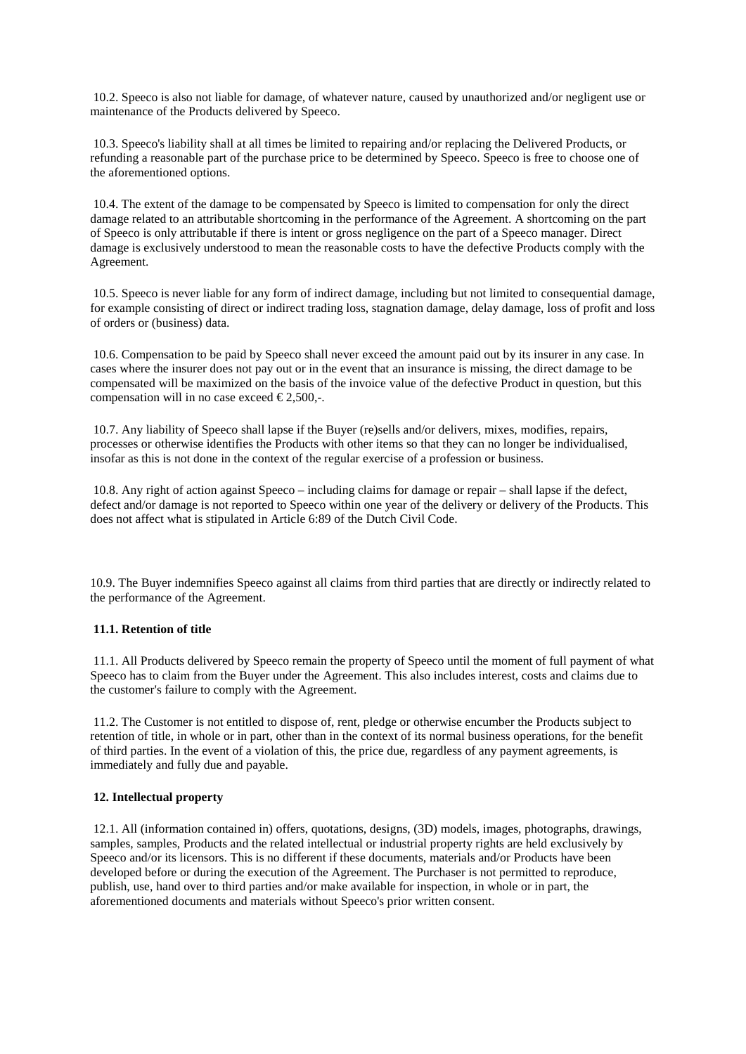10.2. Speeco is also not liable for damage, of whatever nature, caused by unauthorized and/or negligent use or maintenance of the Products delivered by Speeco.

10.3. Speeco's liability shall at all times be limited to repairing and/or replacing the Delivered Products, or refunding a reasonable part of the purchase price to be determined by Speeco. Speeco is free to choose one of the aforementioned options.

10.4. The extent of the damage to be compensated by Speeco is limited to compensation for only the direct damage related to an attributable shortcoming in the performance of the Agreement. A shortcoming on the part of Speeco is only attributable if there is intent or gross negligence on the part of a Speeco manager. Direct damage is exclusively understood to mean the reasonable costs to have the defective Products comply with the Agreement.

10.5. Speeco is never liable for any form of indirect damage, including but not limited to consequential damage, for example consisting of direct or indirect trading loss, stagnation damage, delay damage, loss of profit and loss of orders or (business) data.

10.6. Compensation to be paid by Speeco shall never exceed the amount paid out by its insurer in any case. In cases where the insurer does not pay out or in the event that an insurance is missing, the direct damage to be compensated will be maximized on the basis of the invoice value of the defective Product in question, but this compensation will in no case exceed € 2,500,-.

10.7. Any liability of Speeco shall lapse if the Buyer (re)sells and/or delivers, mixes, modifies, repairs, processes or otherwise identifies the Products with other items so that they can no longer be individualised, insofar as this is not done in the context of the regular exercise of a profession or business.

10.8. Any right of action against Speeco – including claims for damage or repair – shall lapse if the defect, defect and/or damage is not reported to Speeco within one year of the delivery or delivery of the Products. This does not affect what is stipulated in Article 6:89 of the Dutch Civil Code.

10.9. The Buyer indemnifies Speeco against all claims from third parties that are directly or indirectly related to the performance of the Agreement.

**11.1. Retention of title**

11.1. All Products delivered by Speeco remain the property of Speeco until the moment of full payment of what Speeco has to claim from the Buyer under the Agreement. This also includes interest, costs and claims due to the customer's failure to comply with the Agreement.

11.2. The Customer is not entitled to dispose of, rent, pledge or otherwise encumber the Products subject to retention of title, in whole or in part, other than in the context of its normal business operations, for the benefit of third parties. In the event of a violation of this, the price due, regardless of any payment agreements, is immediately and fully due and payable.

**12. Intellectual property**

12.1. All (information contained in) offers, quotations, designs, (3D) models, images, photographs, drawings, samples, samples, Products and the related intellectual or industrial property rights are held exclusively by Speeco and/or its licensors. This is no different if these documents, materials and/or Products have been developed before or during the execution of the Agreement. The Purchaser is not permitted to reproduce, publish, use, hand over to third parties and/or make available for inspection, in whole or in part, the aforementioned documents and materials without Speeco's prior written consent.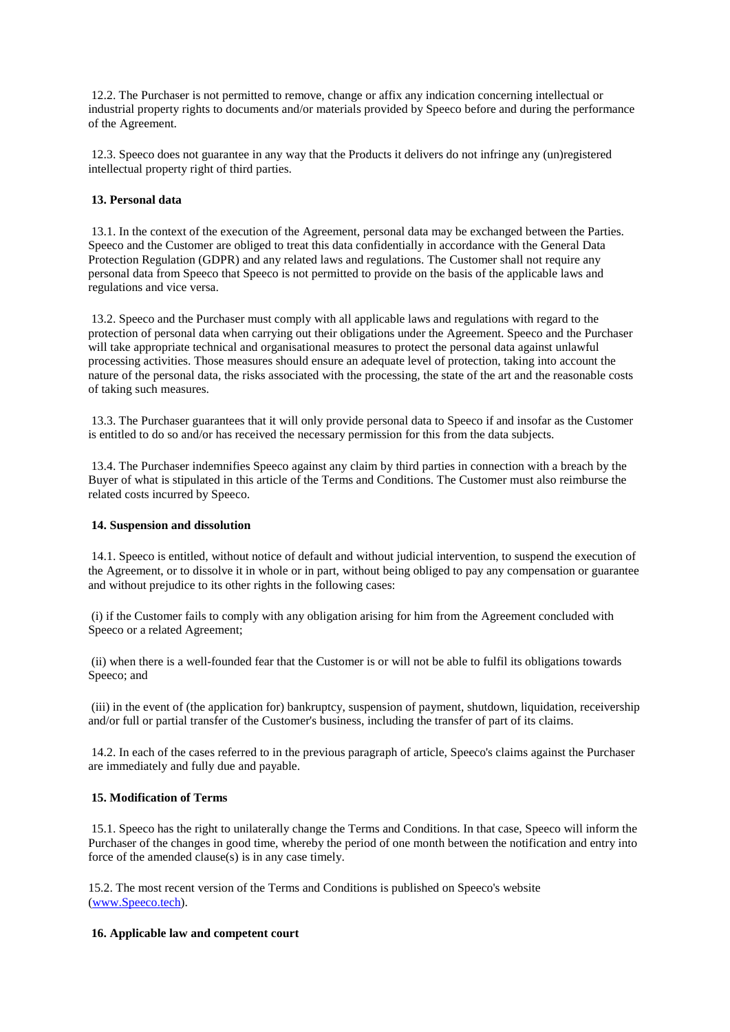12.2. The Purchaser is not permitted to remove, change or affix any indication concerning intellectual or industrial property rights to documents and/or materials provided by Speeco before and during the performance of the Agreement.

12.3. Speeco does not guarantee in any way that the Products it delivers do not infringe any (un)registered intellectual property right of third parties.

## 13. Personal data

13.1. In the context of the execution of the Agreement, personal data may be exchanged between the Parties. Speeco and the Customer are obliged to treat this data confidentially in accordance with the General Data Protection Regulation (GDPR) and any related laws and regulations. The Customer shall not require any personal data from Speeco that Speeco is not permitted to provide on the basis of the applicable laws and regulations and vice versa.

13.2. Speeco and the Purchaser must comply with all applicable laws and regulations with regard to the protection of personal data when carrying out their obligations under the Agreement. Speeco and the Purchaser will take appropriate technical and organisational measures to protect the personal data against unlawful processing activities. Those measures should ensure an adequate level of protection, taking into account the nature of the personal data, the risks associated with the processing, the state of the art and the reasonable costs of taking such measures.

13.3. The Purchaser guarantees that it will only provide personal data to Speeco if and insofar as the Customer is entitled to do so and/or has received the necessary permission for this from the data subjects.

13.4. The Purchaser indemnifies Speeco against any claim by third parties in connection with a breach by the Buyer of what is stipulated in this article of the Terms and Conditions. The Customer must also reimburse the related costs incurred by Speeco.

## 14. Suspension and dissolution

14.1. Speeco is entitled, without notice of default and without judicial intervention, to suspend the execution of the Agreement, or to dissolve it in whole or in part, without being obliged to pay any compensation or guarantee and without prejudice to its other rights in the following cases:

(i) if the Customer fails to comply with any obligation arising for him from the Agreement concluded with Speeco or a related Agreement;

(ii) when there is a well-founded fear that the Customer is or will not be able to fulfil its obligations towards Speeco; and

(iii) in the event of (the application for) bankruptcy, suspension of payment, shutdown, liquidation, receivership and/or full or partial transfer of the Customer's business, including the transfer of part of its claims.

14.2. In each of the cases referred to in the previous paragraph of article, Speeco's claims against the Purchaser are immediately and fully due and payable.

## 15. Modification of Terms

15.1. Speeco has the right to unilaterally change the Terms and Conditions. In that case, Speeco will inform the Purchaser of the changes in good time, whereby the period of one month between the notification and entry into force of the amended clause(s) is in any case timely.

15.2. The most recent version of the Terms and Conditions is published on Speeco's website (www.Speeco.tech).

## 16. Applicable law and competent court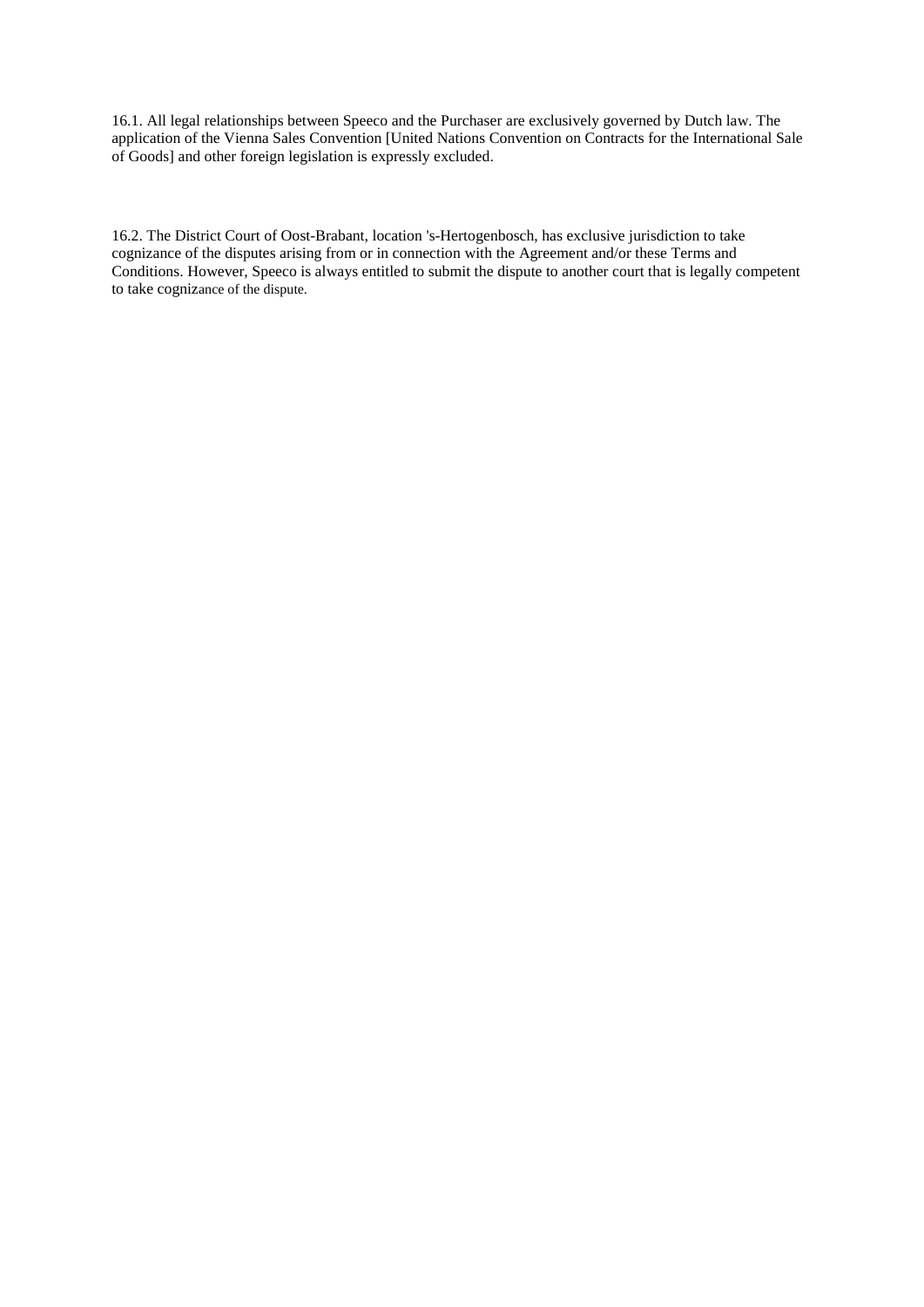16.1. All legal relationships between Speeco and the Purchaser are exclusively governed by Dutch law. The application of the Vienna Sales Convention [United Nations Convention on Contracts for the International Sale of Goods] and other foreign legislation is expressly excluded.

16.2. The District Court of Oost-Brabant, location 's-Hertogenbosch, has exclusive jurisdiction to take cognizance of the disputes arising from or in connection with the Agreement and/or these Terms and Conditions. However, Speeco is always entitled to submit the dispute to another court that is legally competent to take cognizance of the dispute.